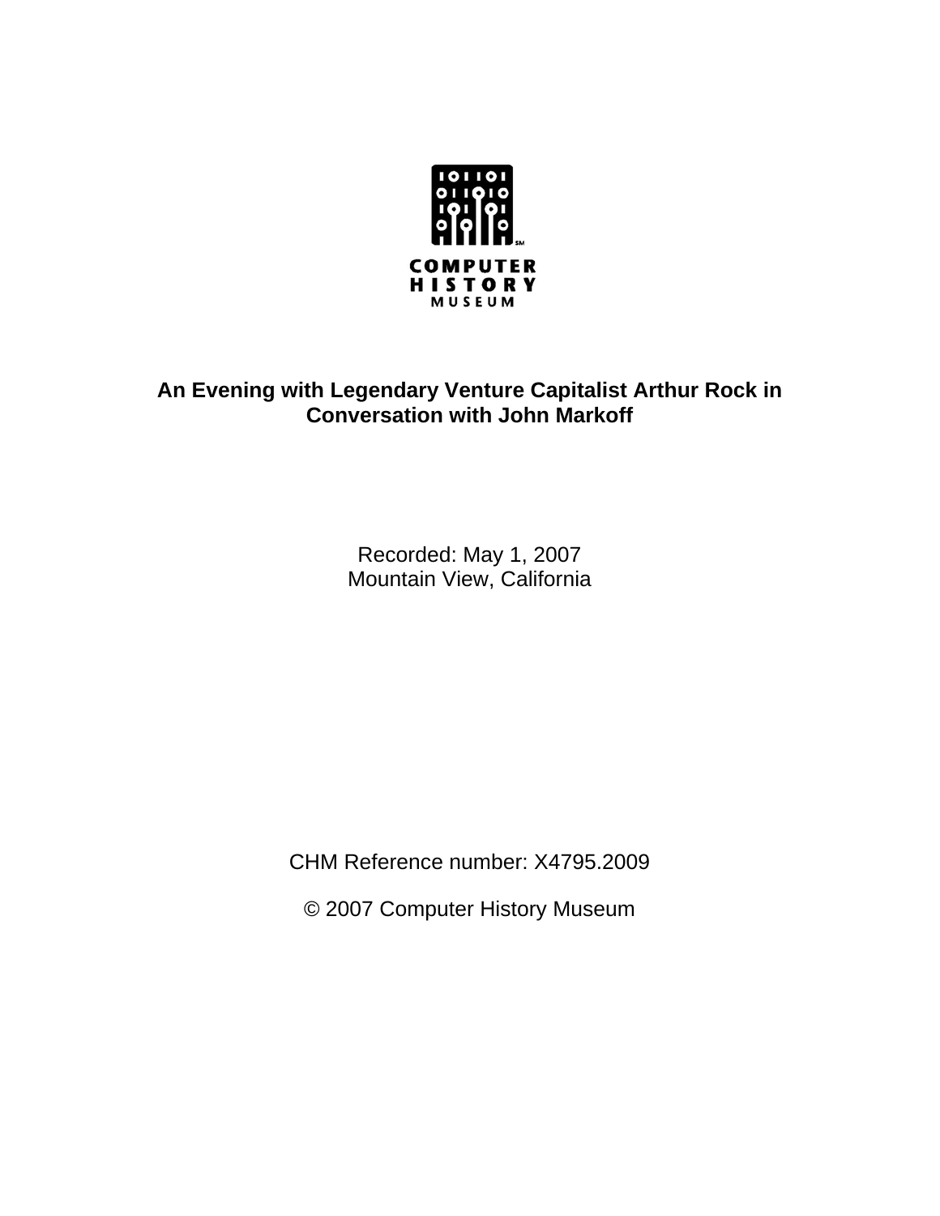COMPUTER HISTORY MUSEUM

# An Evening with Legendary Venture Capitalist Arthur Rock in Conversation with John Markoff

Recorded: May 1, 2007
Mountain View, California

CHM Reference number: X4795.2009

© 2007 Computer History Museum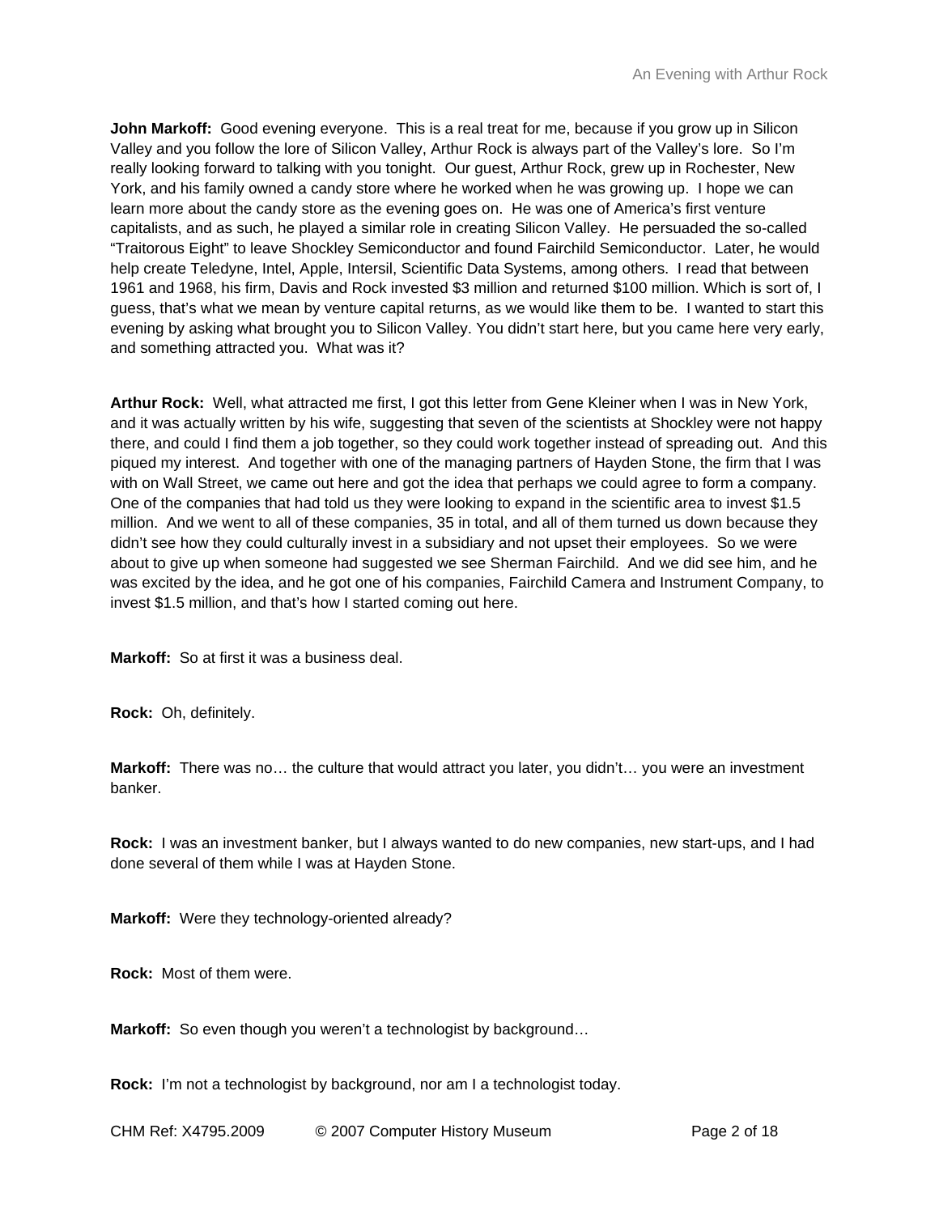**John Markoff:** Good evening everyone. This is a real treat for me, because if you grow up in Silicon Valley and you follow the lore of Silicon Valley, Arthur Rock is always part of the Valley's lore. So I'm really looking forward to talking with you tonight. Our guest, Arthur Rock, grew up in Rochester, New York, and his family owned a candy store where he worked when he was growing up. I hope we can learn more about the candy store as the evening goes on. He was one of America's first venture capitalists, and as such, he played a similar role in creating Silicon Valley. He persuaded the so-called "Traitorous Eight" to leave Shockley Semiconductor and found Fairchild Semiconductor. Later, he would help create Teledyne, Intel, Apple, Intersil, Scientific Data Systems, among others. I read that between 1961 and 1968, his firm, Davis and Rock invested $3 million and returned $100 million. Which is sort of, I guess, that's what we mean by venture capital returns, as we would like them to be. I wanted to start this evening by asking what brought you to Silicon Valley. You didn't start here, but you came here very early, and something attracted you. What was it?

**Arthur Rock:** Well, what attracted me first, I got this letter from Gene Kleiner when I was in New York, and it was actually written by his wife, suggesting that seven of the scientists at Shockley were not happy there, and could I find them a job together, so they could work together instead of spreading out. And this piqued my interest. And together with one of the managing partners of Hayden Stone, the firm that I was with on Wall Street, we came out here and got the idea that perhaps we could agree to form a company. One of the companies that had told us they were looking to expand in the scientific area to invest $1.5 million. And we went to all of these companies, 35 in total, and all of them turned us down because they didn't see how they could culturally invest in a subsidiary and not upset their employees. So we were about to give up when someone had suggested we see Sherman Fairchild. And we did see him, and he was excited by the idea, and he got one of his companies, Fairchild Camera and Instrument Company, to invest $1.5 million, and that's how I started coming out here.

**Markoff:** So at first it was a business deal.

**Rock:** Oh, definitely.

**Markoff:** There was no… the culture that would attract you later, you didn't… you were an investment banker.

**Rock:** I was an investment banker, but I always wanted to do new companies, new start-ups, and I had done several of them while I was at Hayden Stone.

**Markoff:** Were they technology-oriented already?

**Rock:** Most of them were.

**Markoff:** So even though you weren't a technologist by background…

**Rock:** I'm not a technologist by background, nor am I a technologist today.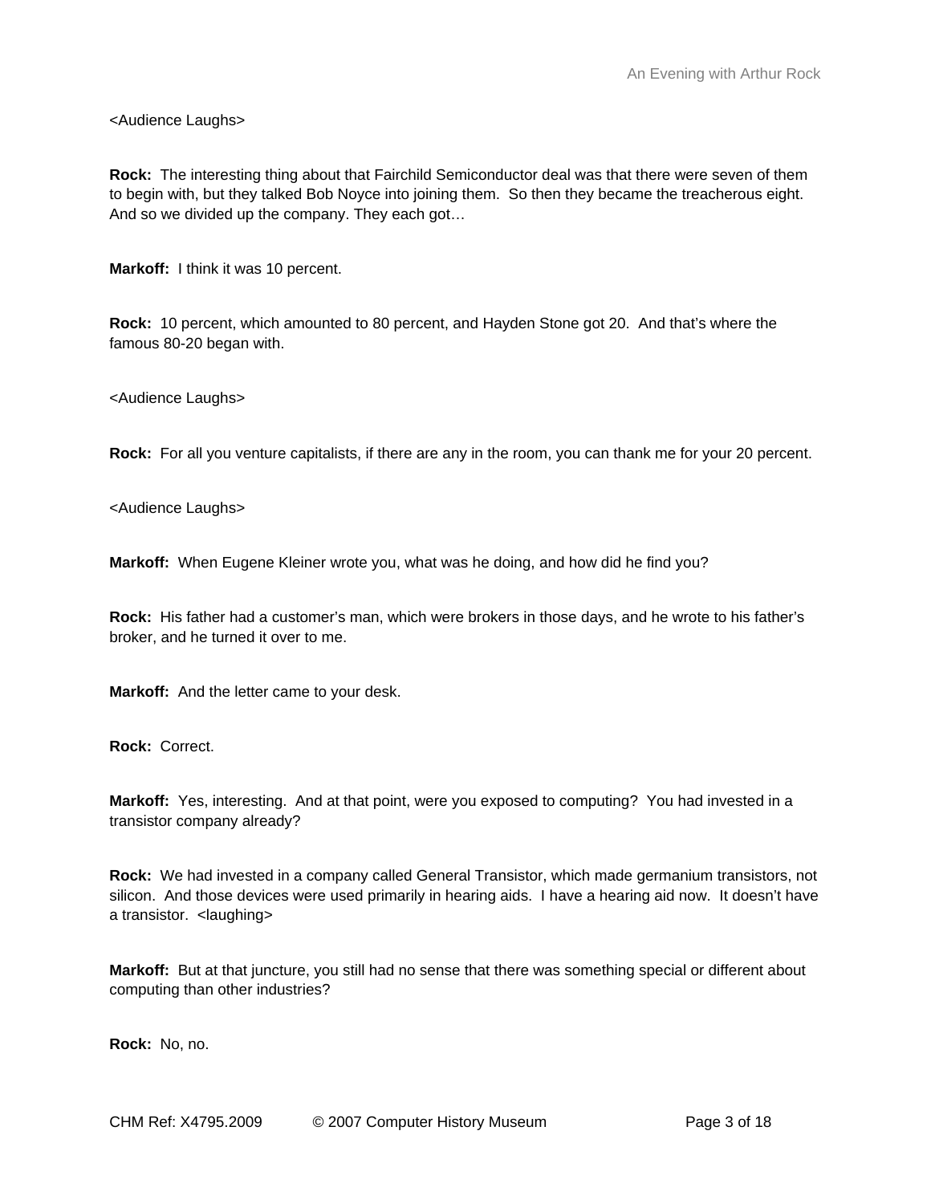<Audience Laughs>

**Rock:** The interesting thing about that Fairchild Semiconductor deal was that there were seven of them to begin with, but they talked Bob Noyce into joining them. So then they became the treacherous eight. And so we divided up the company. They each got…

**Markoff:** I think it was 10 percent.

**Rock:** 10 percent, which amounted to 80 percent, and Hayden Stone got 20. And that's where the famous 80-20 began with.

<Audience Laughs>

**Rock:** For all you venture capitalists, if there are any in the room, you can thank me for your 20 percent.

<Audience Laughs>

**Markoff:** When Eugene Kleiner wrote you, what was he doing, and how did he find you?

**Rock:** His father had a customer's man, which were brokers in those days, and he wrote to his father's broker, and he turned it over to me.

**Markoff:** And the letter came to your desk.

**Rock:** Correct.

**Markoff:** Yes, interesting. And at that point, were you exposed to computing? You had invested in a transistor company already?

**Rock:** We had invested in a company called General Transistor, which made germanium transistors, not silicon. And those devices were used primarily in hearing aids. I have a hearing aid now. It doesn't have a transistor. <laughing>

**Markoff:** But at that juncture, you still had no sense that there was something special or different about computing than other industries?

**Rock:** No, no.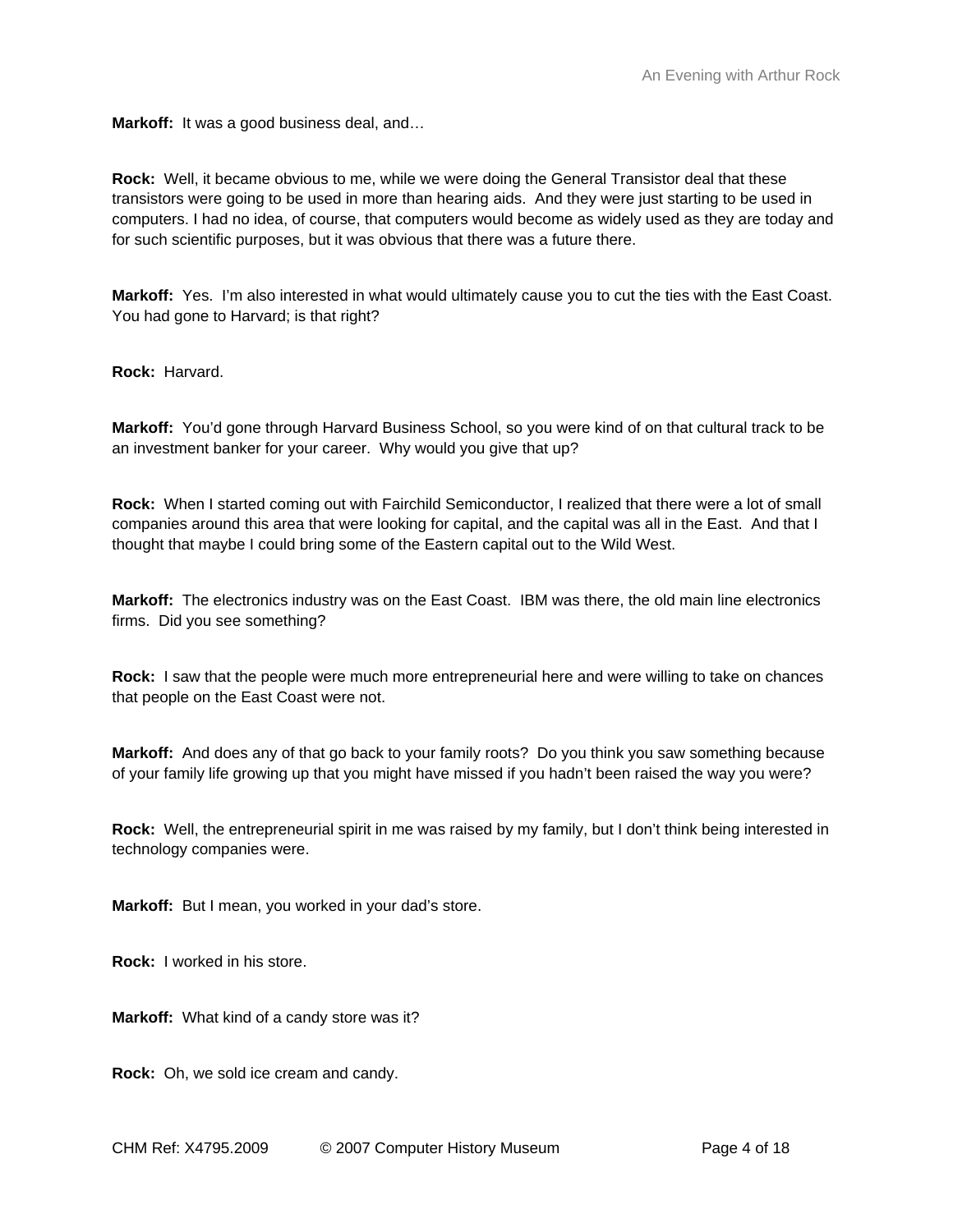**Markoff:** It was a good business deal, and…

**Rock:** Well, it became obvious to me, while we were doing the General Transistor deal that these transistors were going to be used in more than hearing aids. And they were just starting to be used in computers. I had no idea, of course, that computers would become as widely used as they are today and for such scientific purposes, but it was obvious that there was a future there.

**Markoff:** Yes. I'm also interested in what would ultimately cause you to cut the ties with the East Coast. You had gone to Harvard; is that right?

**Rock:** Harvard.

**Markoff:** You'd gone through Harvard Business School, so you were kind of on that cultural track to be an investment banker for your career. Why would you give that up?

**Rock:** When I started coming out with Fairchild Semiconductor, I realized that there were a lot of small companies around this area that were looking for capital, and the capital was all in the East. And that I thought that maybe I could bring some of the Eastern capital out to the Wild West.

**Markoff:** The electronics industry was on the East Coast. IBM was there, the old main line electronics firms. Did you see something?

**Rock:** I saw that the people were much more entrepreneurial here and were willing to take on chances that people on the East Coast were not.

**Markoff:** And does any of that go back to your family roots? Do you think you saw something because of your family life growing up that you might have missed if you hadn't been raised the way you were?

**Rock:** Well, the entrepreneurial spirit in me was raised by my family, but I don't think being interested in technology companies were.

**Markoff:** But I mean, you worked in your dad's store.

**Rock:** I worked in his store.

**Markoff:** What kind of a candy store was it?

**Rock:** Oh, we sold ice cream and candy.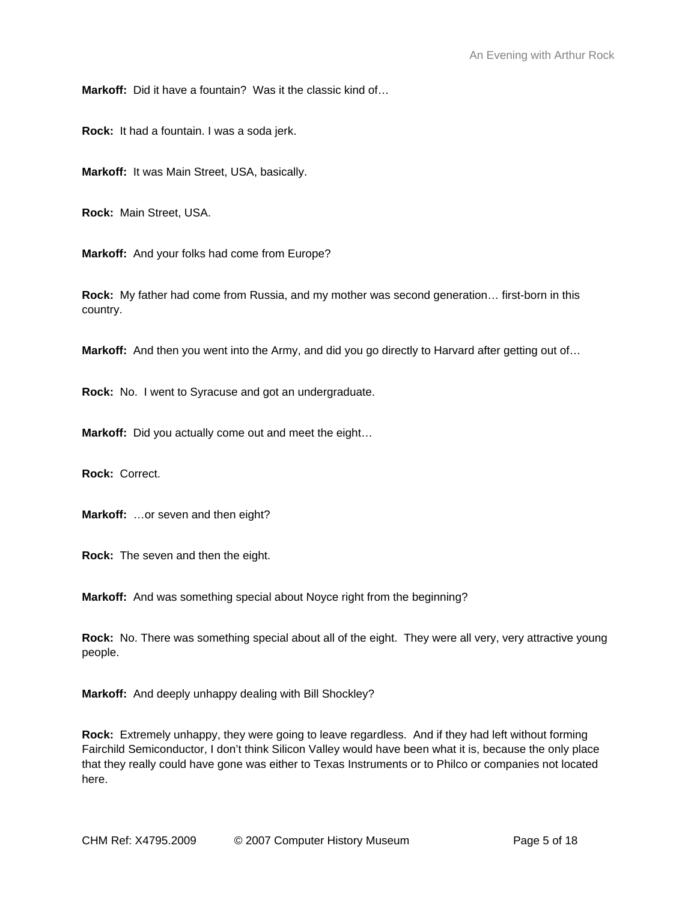**Markoff:** Did it have a fountain? Was it the classic kind of…

**Rock:** It had a fountain. I was a soda jerk.

**Markoff:** It was Main Street, USA, basically.

**Rock:** Main Street, USA.

**Markoff:** And your folks had come from Europe?

**Rock:** My father had come from Russia, and my mother was second generation… first-born in this country.

**Markoff:** And then you went into the Army, and did you go directly to Harvard after getting out of…

**Rock:** No. I went to Syracuse and got an undergraduate.

**Markoff:** Did you actually come out and meet the eight…

**Rock:** Correct.

**Markoff:** …or seven and then eight?

**Rock:** The seven and then the eight.

**Markoff:** And was something special about Noyce right from the beginning?

**Rock:** No. There was something special about all of the eight. They were all very, very attractive young people.

**Markoff:** And deeply unhappy dealing with Bill Shockley?

**Rock:** Extremely unhappy, they were going to leave regardless. And if they had left without forming Fairchild Semiconductor, I don't think Silicon Valley would have been what it is, because the only place that they really could have gone was either to Texas Instruments or to Philco or companies not located here.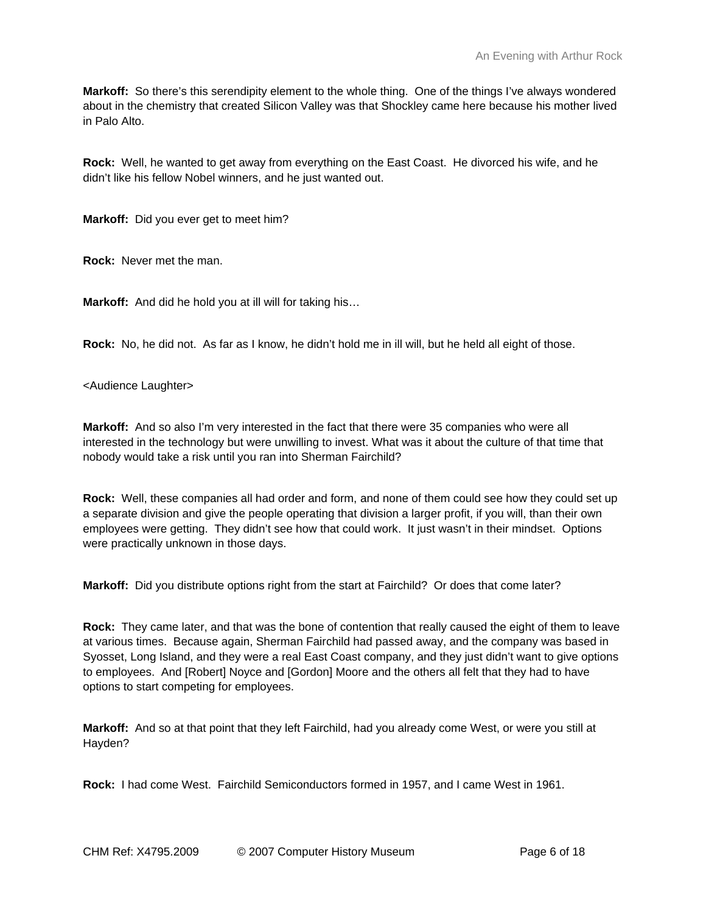**Markoff:** So there's this serendipity element to the whole thing. One of the things I've always wondered about in the chemistry that created Silicon Valley was that Shockley came here because his mother lived in Palo Alto.

**Rock:** Well, he wanted to get away from everything on the East Coast. He divorced his wife, and he didn't like his fellow Nobel winners, and he just wanted out.

**Markoff:** Did you ever get to meet him?

**Rock:** Never met the man.

**Markoff:** And did he hold you at ill will for taking his…

**Rock:** No, he did not. As far as I know, he didn't hold me in ill will, but he held all eight of those.

<Audience Laughter>

**Markoff:** And so also I'm very interested in the fact that there were 35 companies who were all interested in the technology but were unwilling to invest. What was it about the culture of that time that nobody would take a risk until you ran into Sherman Fairchild?

**Rock:** Well, these companies all had order and form, and none of them could see how they could set up a separate division and give the people operating that division a larger profit, if you will, than their own employees were getting. They didn't see how that could work. It just wasn't in their mindset. Options were practically unknown in those days.

**Markoff:** Did you distribute options right from the start at Fairchild? Or does that come later?

**Rock:** They came later, and that was the bone of contention that really caused the eight of them to leave at various times. Because again, Sherman Fairchild had passed away, and the company was based in Syosset, Long Island, and they were a real East Coast company, and they just didn't want to give options to employees. And [Robert] Noyce and [Gordon] Moore and the others all felt that they had to have options to start competing for employees.

**Markoff:** And so at that point that they left Fairchild, had you already come West, or were you still at Hayden?

**Rock:** I had come West. Fairchild Semiconductors formed in 1957, and I came West in 1961.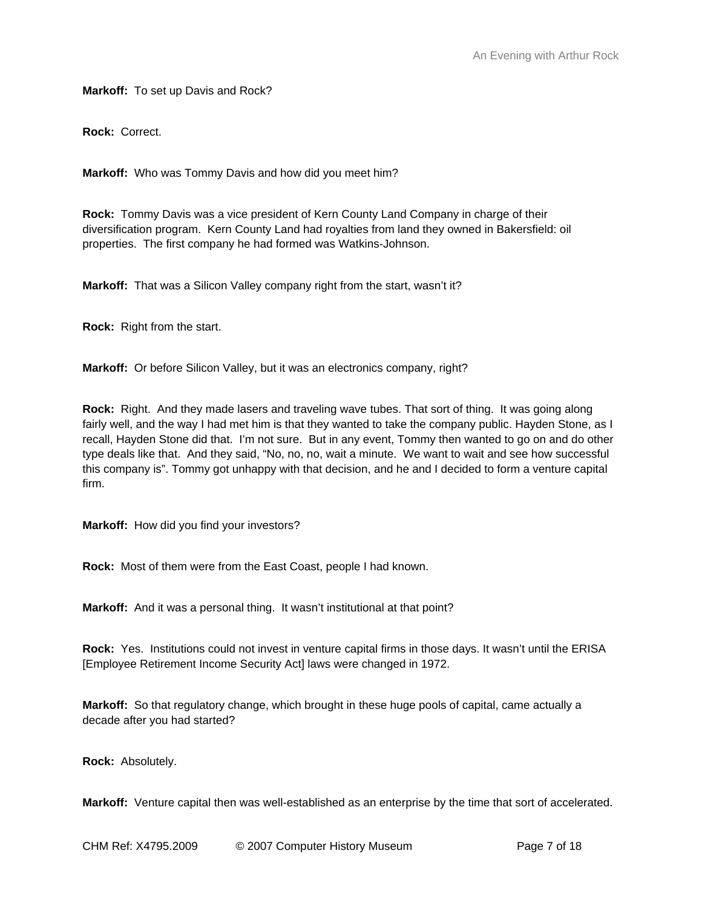**Markoff:** To set up Davis and Rock?

**Rock:** Correct.

**Markoff:** Who was Tommy Davis and how did you meet him?

**Rock:** Tommy Davis was a vice president of Kern County Land Company in charge of their diversification program. Kern County Land had royalties from land they owned in Bakersfield: oil properties. The first company he had formed was Watkins-Johnson.

**Markoff:** That was a Silicon Valley company right from the start, wasn't it?

**Rock:** Right from the start.

**Markoff:** Or before Silicon Valley, but it was an electronics company, right?

**Rock:** Right. And they made lasers and traveling wave tubes. That sort of thing. It was going along fairly well, and the way I had met him is that they wanted to take the company public. Hayden Stone, as I recall, Hayden Stone did that. I'm not sure. But in any event, Tommy then wanted to go on and do other type deals like that. And they said, "No, no, no, wait a minute. We want to wait and see how successful this company is". Tommy got unhappy with that decision, and he and I decided to form a venture capital firm.

**Markoff:** How did you find your investors?

**Rock:** Most of them were from the East Coast, people I had known.

**Markoff:** And it was a personal thing. It wasn't institutional at that point?

**Rock:** Yes. Institutions could not invest in venture capital firms in those days. It wasn't until the ERISA [Employee Retirement Income Security Act] laws were changed in 1972.

**Markoff:** So that regulatory change, which brought in these huge pools of capital, came actually a decade after you had started?

**Rock:** Absolutely.

**Markoff:** Venture capital then was well-established as an enterprise by the time that sort of accelerated.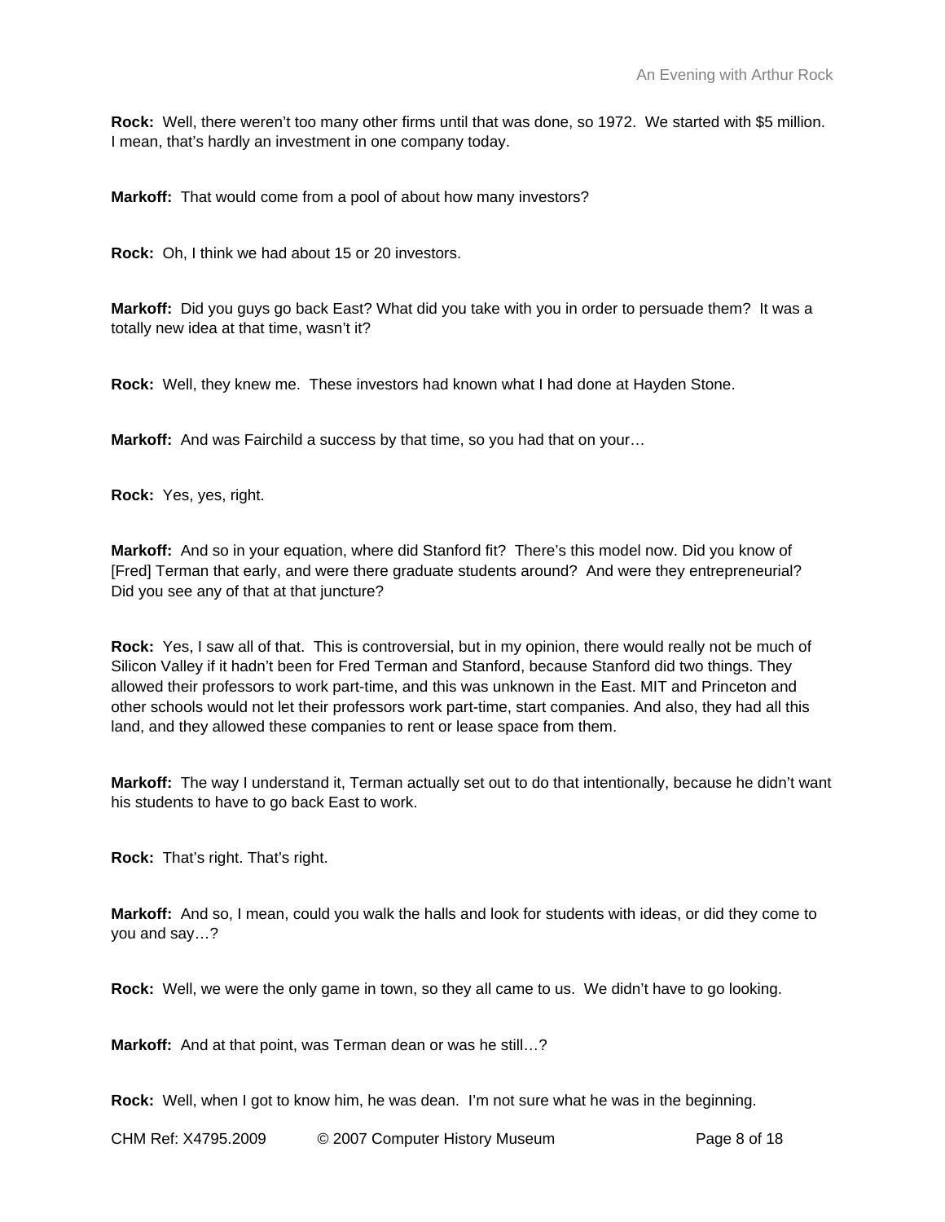**Rock:** Well, there weren't too many other firms until that was done, so 1972. We started with $5 million. I mean, that's hardly an investment in one company today.

**Markoff:** That would come from a pool of about how many investors?

**Rock:** Oh, I think we had about 15 or 20 investors.

**Markoff:** Did you guys go back East? What did you take with you in order to persuade them? It was a totally new idea at that time, wasn't it?

**Rock:** Well, they knew me. These investors had known what I had done at Hayden Stone.

**Markoff:** And was Fairchild a success by that time, so you had that on your…

**Rock:** Yes, yes, right.

**Markoff:** And so in your equation, where did Stanford fit? There's this model now. Did you know of [Fred] Terman that early, and were there graduate students around? And were they entrepreneurial? Did you see any of that at that juncture?

**Rock:** Yes, I saw all of that. This is controversial, but in my opinion, there would really not be much of Silicon Valley if it hadn't been for Fred Terman and Stanford, because Stanford did two things. They allowed their professors to work part-time, and this was unknown in the East. MIT and Princeton and other schools would not let their professors work part-time, start companies. And also, they had all this land, and they allowed these companies to rent or lease space from them.

**Markoff:** The way I understand it, Terman actually set out to do that intentionally, because he didn't want his students to have to go back East to work.

**Rock:** That's right. That's right.

**Markoff:** And so, I mean, could you walk the halls and look for students with ideas, or did they come to you and say…?

**Rock:** Well, we were the only game in town, so they all came to us. We didn't have to go looking.

**Markoff:** And at that point, was Terman dean or was he still…?

**Rock:** Well, when I got to know him, he was dean. I'm not sure what he was in the beginning.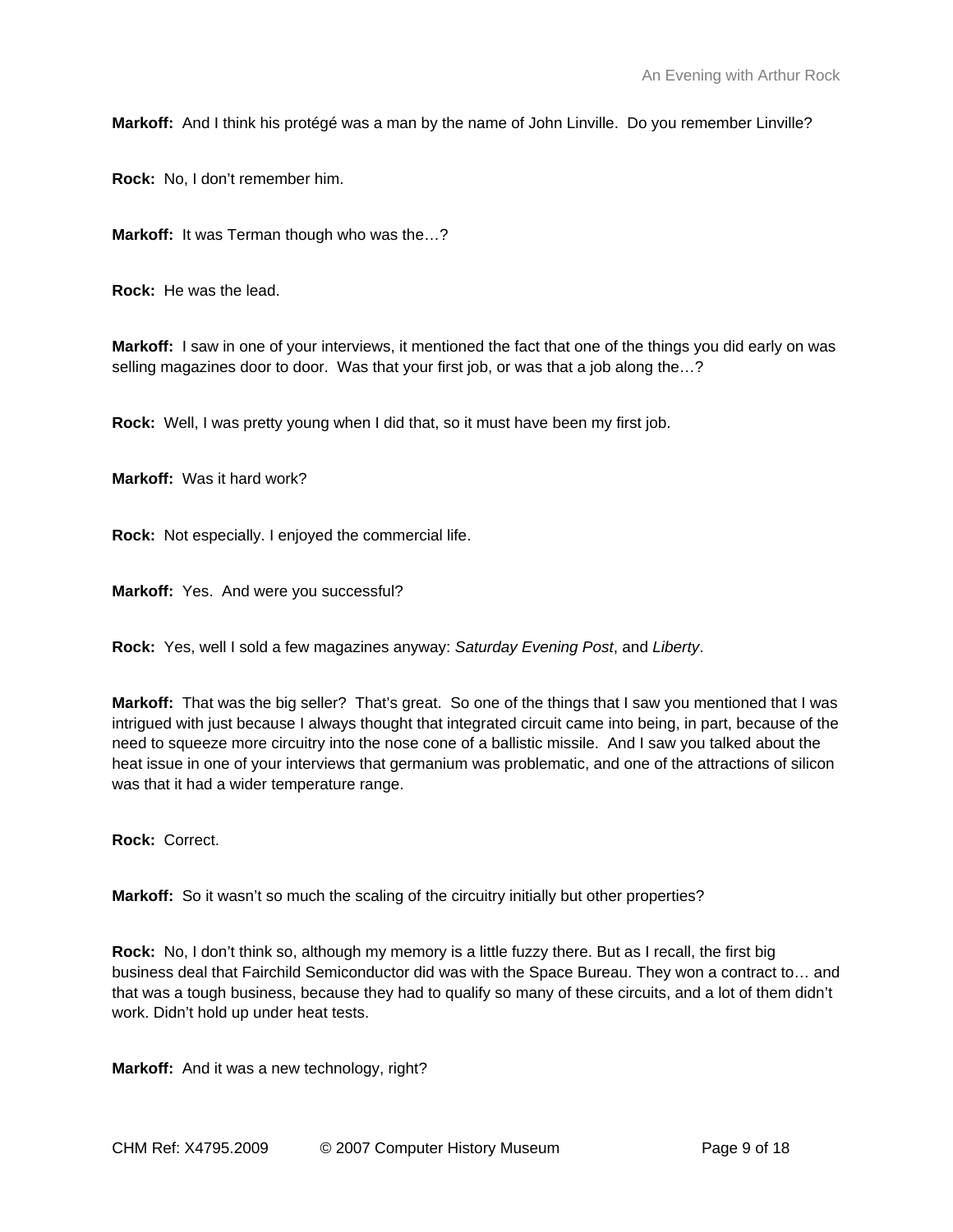**Markoff:** And I think his protégé was a man by the name of John Linville. Do you remember Linville?

**Rock:** No, I don't remember him.

**Markoff:** It was Terman though who was the…?

**Rock:** He was the lead.

**Markoff:** I saw in one of your interviews, it mentioned the fact that one of the things you did early on was selling magazines door to door. Was that your first job, or was that a job along the…?

**Rock:** Well, I was pretty young when I did that, so it must have been my first job.

**Markoff:** Was it hard work?

**Rock:** Not especially. I enjoyed the commercial life.

**Markoff:** Yes. And were you successful?

**Rock:** Yes, well I sold a few magazines anyway: *Saturday Evening Post*, and *Liberty*.

**Markoff:** That was the big seller? That's great. So one of the things that I saw you mentioned that I was intrigued with just because I always thought that integrated circuit came into being, in part, because of the need to squeeze more circuitry into the nose cone of a ballistic missile. And I saw you talked about the heat issue in one of your interviews that germanium was problematic, and one of the attractions of silicon was that it had a wider temperature range.

**Rock:** Correct.

**Markoff:** So it wasn't so much the scaling of the circuitry initially but other properties?

**Rock:** No, I don't think so, although my memory is a little fuzzy there. But as I recall, the first big business deal that Fairchild Semiconductor did was with the Space Bureau. They won a contract to… and that was a tough business, because they had to qualify so many of these circuits, and a lot of them didn't work. Didn't hold up under heat tests.

**Markoff:** And it was a new technology, right?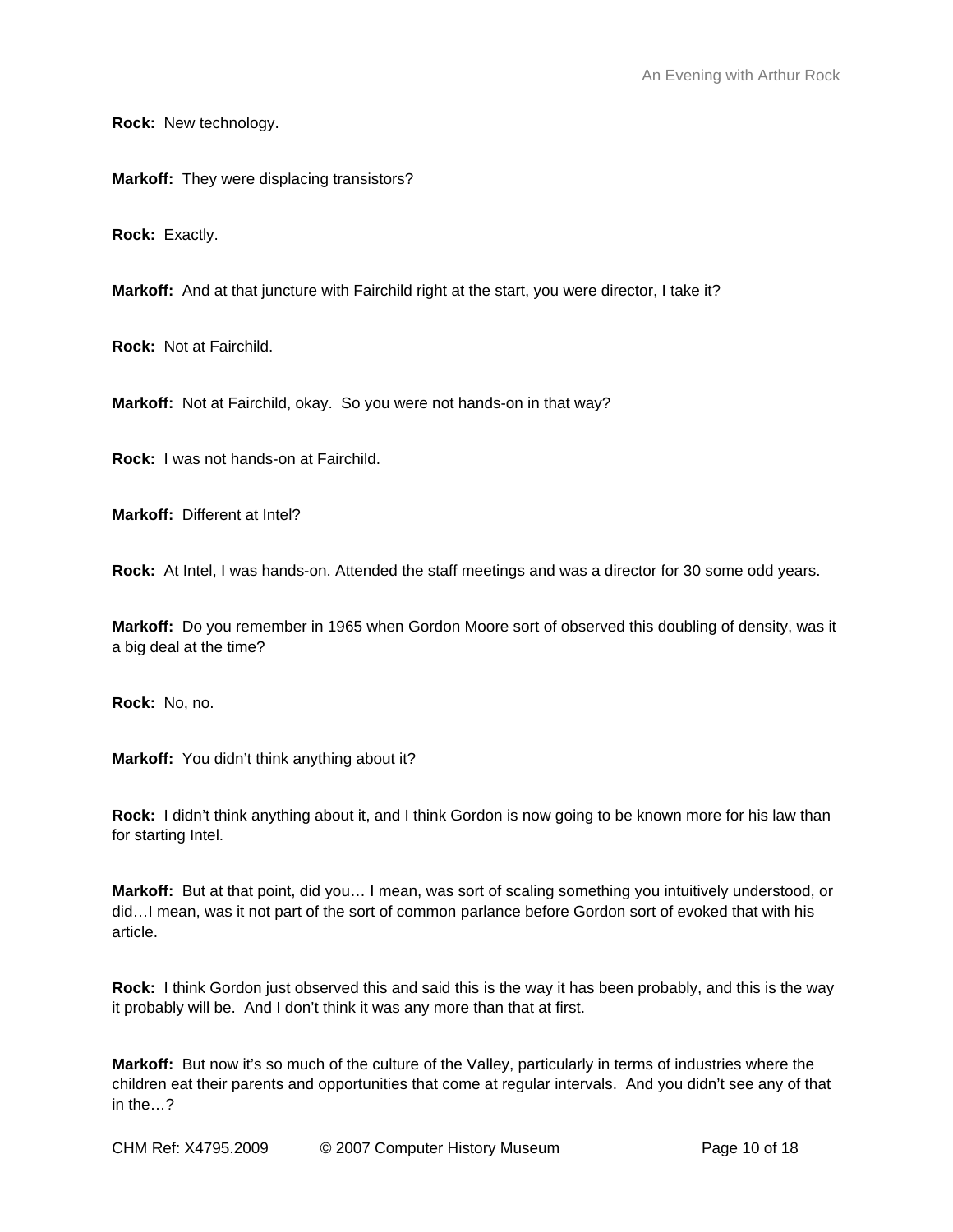**Rock:** New technology.

**Markoff:** They were displacing transistors?

**Rock:** Exactly.

**Markoff:** And at that juncture with Fairchild right at the start, you were director, I take it?

**Rock:** Not at Fairchild.

**Markoff:** Not at Fairchild, okay. So you were not hands-on in that way?

**Rock:** I was not hands-on at Fairchild.

**Markoff:** Different at Intel?

**Rock:** At Intel, I was hands-on. Attended the staff meetings and was a director for 30 some odd years.

**Markoff:** Do you remember in 1965 when Gordon Moore sort of observed this doubling of density, was it a big deal at the time?

**Rock:** No, no.

**Markoff:** You didn't think anything about it?

**Rock:** I didn't think anything about it, and I think Gordon is now going to be known more for his law than for starting Intel.

**Markoff:** But at that point, did you… I mean, was sort of scaling something you intuitively understood, or did…I mean, was it not part of the sort of common parlance before Gordon sort of evoked that with his article.

**Rock:** I think Gordon just observed this and said this is the way it has been probably, and this is the way it probably will be. And I don't think it was any more than that at first.

**Markoff:** But now it's so much of the culture of the Valley, particularly in terms of industries where the children eat their parents and opportunities that come at regular intervals. And you didn't see any of that in the…?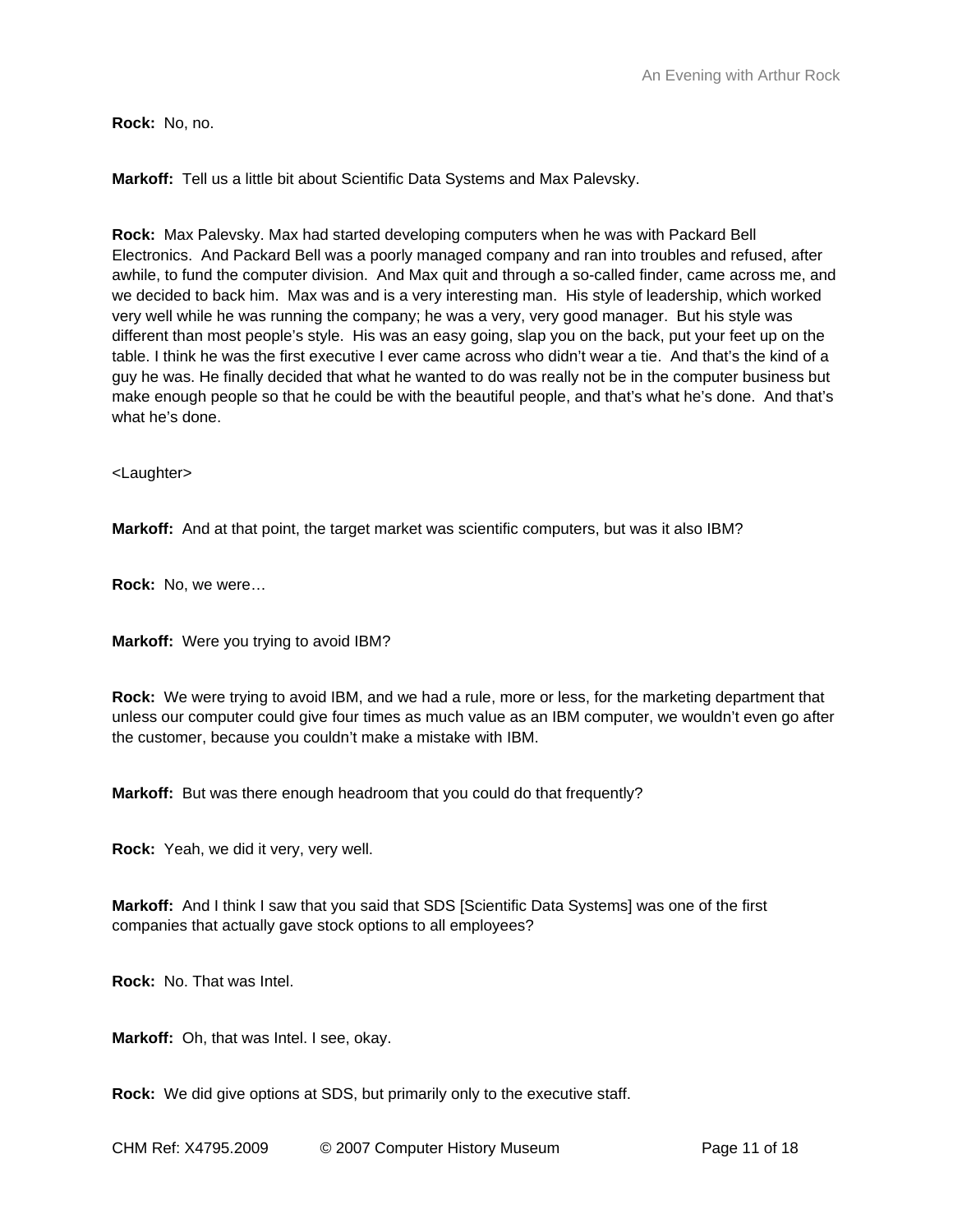**Rock:** No, no.

**Markoff:** Tell us a little bit about Scientific Data Systems and Max Palevsky.

**Rock:** Max Palevsky. Max had started developing computers when he was with Packard Bell Electronics. And Packard Bell was a poorly managed company and ran into troubles and refused, after awhile, to fund the computer division. And Max quit and through a so-called finder, came across me, and we decided to back him. Max was and is a very interesting man. His style of leadership, which worked very well while he was running the company; he was a very, very good manager. But his style was different than most people's style. His was an easy going, slap you on the back, put your feet up on the table. I think he was the first executive I ever came across who didn't wear a tie. And that's the kind of a guy he was. He finally decided that what he wanted to do was really not be in the computer business but make enough people so that he could be with the beautiful people, and that's what he's done. And that's what he's done.

<Laughter>

**Markoff:** And at that point, the target market was scientific computers, but was it also IBM?

**Rock:** No, we were…

**Markoff:** Were you trying to avoid IBM?

**Rock:** We were trying to avoid IBM, and we had a rule, more or less, for the marketing department that unless our computer could give four times as much value as an IBM computer, we wouldn't even go after the customer, because you couldn't make a mistake with IBM.

**Markoff:** But was there enough headroom that you could do that frequently?

**Rock:** Yeah, we did it very, very well.

**Markoff:** And I think I saw that you said that SDS [Scientific Data Systems] was one of the first companies that actually gave stock options to all employees?

**Rock:** No. That was Intel.

**Markoff:** Oh, that was Intel. I see, okay.

**Rock:** We did give options at SDS, but primarily only to the executive staff.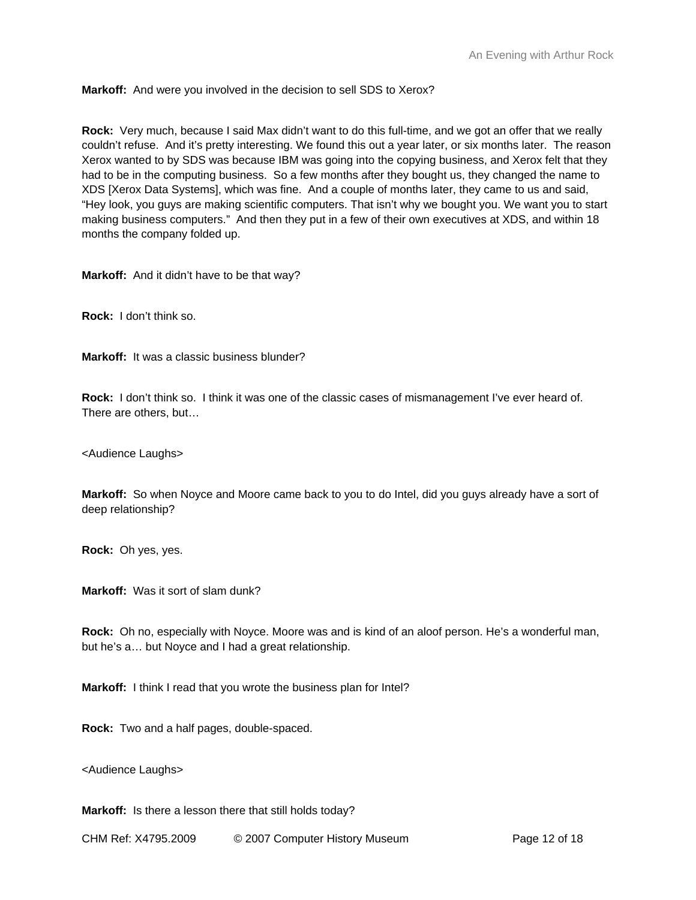**Markoff:** And were you involved in the decision to sell SDS to Xerox?

**Rock:** Very much, because I said Max didn't want to do this full-time, and we got an offer that we really couldn't refuse. And it's pretty interesting. We found this out a year later, or six months later. The reason Xerox wanted to by SDS was because IBM was going into the copying business, and Xerox felt that they had to be in the computing business. So a few months after they bought us, they changed the name to XDS [Xerox Data Systems], which was fine. And a couple of months later, they came to us and said, "Hey look, you guys are making scientific computers. That isn't why we bought you. We want you to start making business computers." And then they put in a few of their own executives at XDS, and within 18 months the company folded up.

**Markoff:** And it didn't have to be that way?

**Rock:** I don't think so.

**Markoff:** It was a classic business blunder?

**Rock:** I don't think so. I think it was one of the classic cases of mismanagement I've ever heard of. There are others, but…

<Audience Laughs>

**Markoff:** So when Noyce and Moore came back to you to do Intel, did you guys already have a sort of deep relationship?

**Rock:** Oh yes, yes.

**Markoff:** Was it sort of slam dunk?

**Rock:** Oh no, especially with Noyce. Moore was and is kind of an aloof person. He's a wonderful man, but he's a… but Noyce and I had a great relationship.

**Markoff:** I think I read that you wrote the business plan for Intel?

**Rock:** Two and a half pages, double-spaced.

<Audience Laughs>

**Markoff:** Is there a lesson there that still holds today?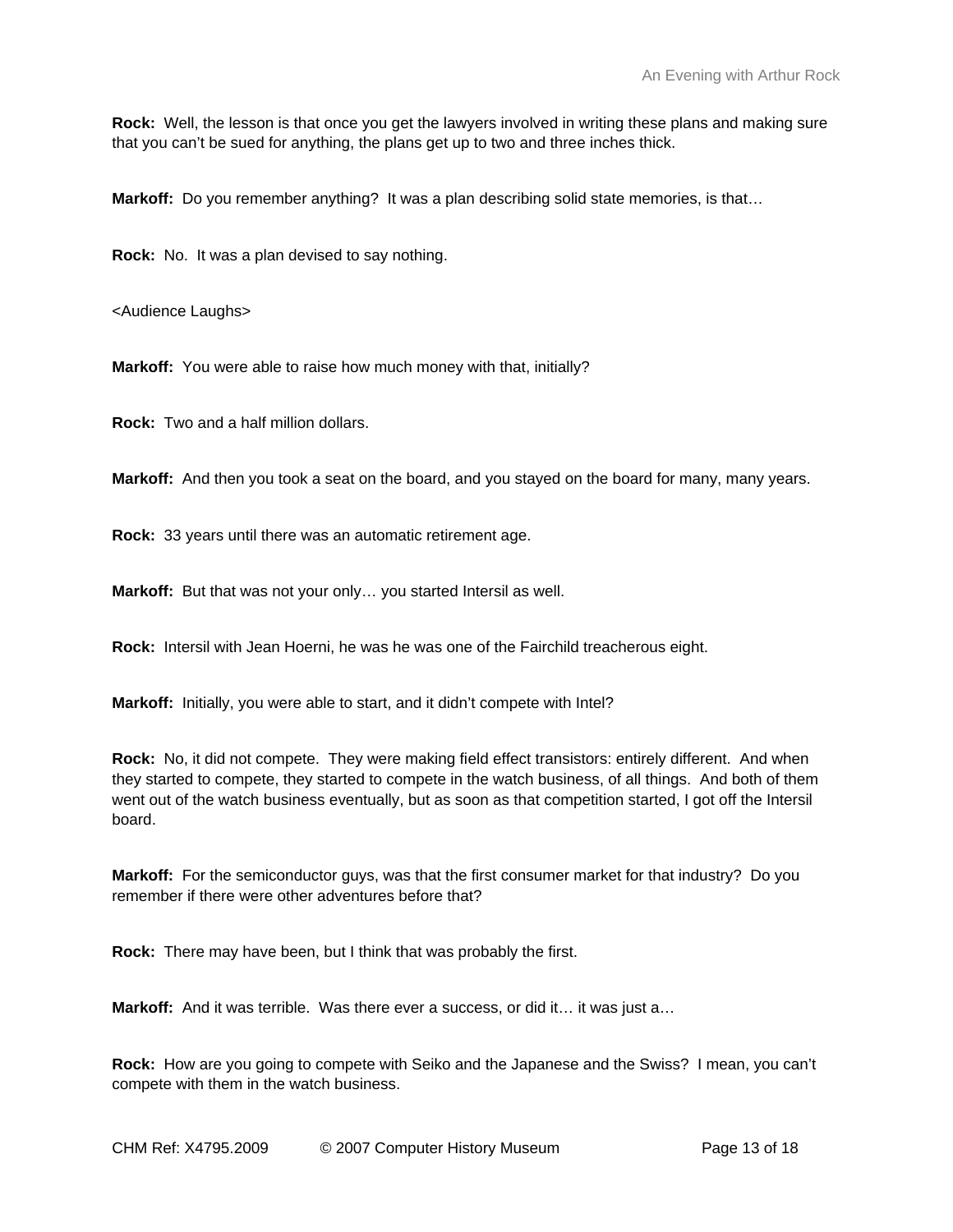**Rock:** Well, the lesson is that once you get the lawyers involved in writing these plans and making sure that you can't be sued for anything, the plans get up to two and three inches thick.

**Markoff:** Do you remember anything? It was a plan describing solid state memories, is that…

**Rock:** No. It was a plan devised to say nothing.

<Audience Laughs>

**Markoff:** You were able to raise how much money with that, initially?

**Rock:** Two and a half million dollars.

**Markoff:** And then you took a seat on the board, and you stayed on the board for many, many years.

**Rock:** 33 years until there was an automatic retirement age.

**Markoff:** But that was not your only… you started Intersil as well.

**Rock:** Intersil with Jean Hoerni, he was he was one of the Fairchild treacherous eight.

**Markoff:** Initially, you were able to start, and it didn't compete with Intel?

**Rock:** No, it did not compete. They were making field effect transistors: entirely different. And when they started to compete, they started to compete in the watch business, of all things. And both of them went out of the watch business eventually, but as soon as that competition started, I got off the Intersil board.

**Markoff:** For the semiconductor guys, was that the first consumer market for that industry? Do you remember if there were other adventures before that?

**Rock:** There may have been, but I think that was probably the first.

**Markoff:** And it was terrible. Was there ever a success, or did it… it was just a…

**Rock:** How are you going to compete with Seiko and the Japanese and the Swiss? I mean, you can't compete with them in the watch business.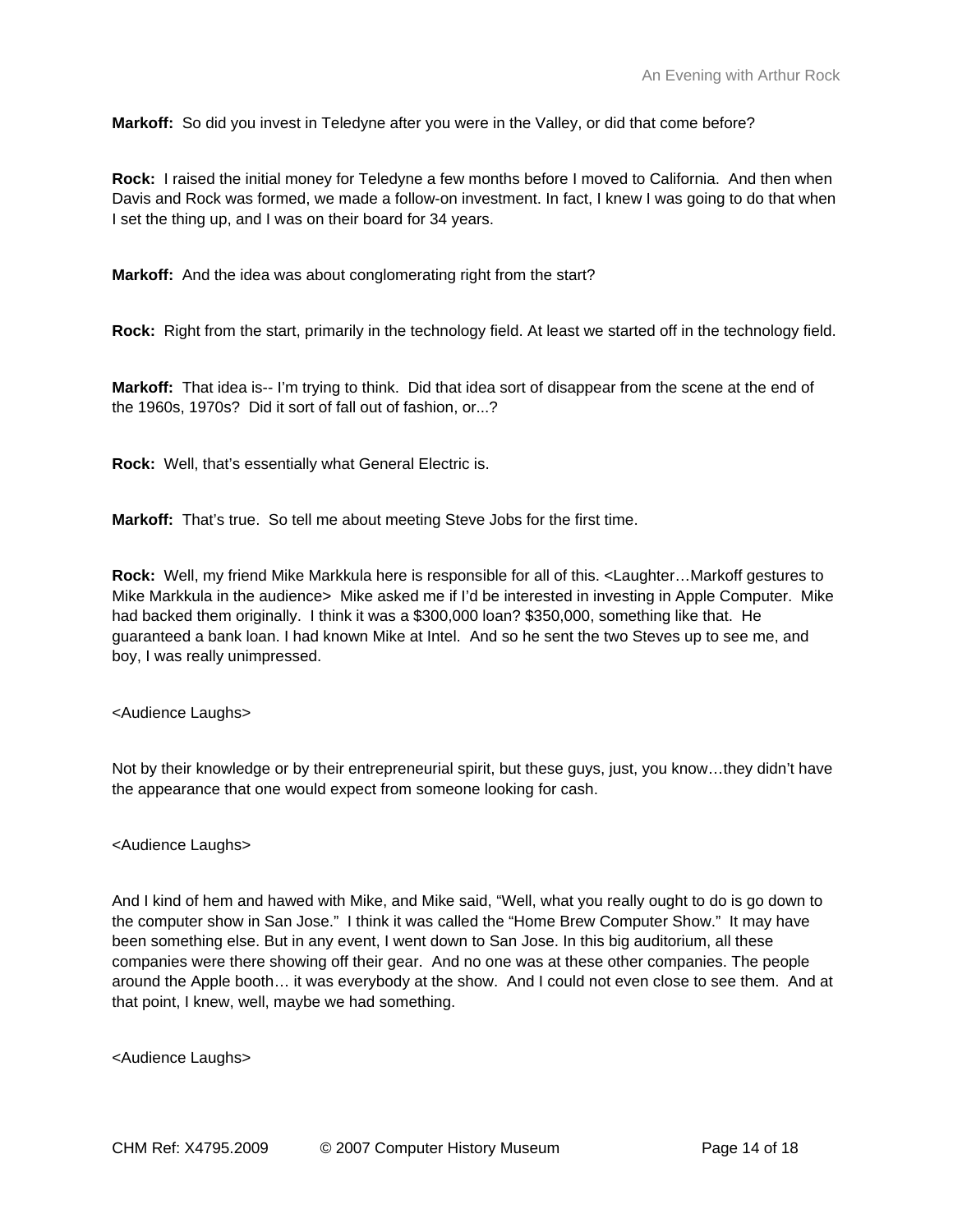**Markoff:** So did you invest in Teledyne after you were in the Valley, or did that come before?

**Rock:** I raised the initial money for Teledyne a few months before I moved to California. And then when Davis and Rock was formed, we made a follow-on investment. In fact, I knew I was going to do that when I set the thing up, and I was on their board for 34 years.

**Markoff:** And the idea was about conglomerating right from the start?

**Rock:** Right from the start, primarily in the technology field. At least we started off in the technology field.

**Markoff:** That idea is-- I'm trying to think. Did that idea sort of disappear from the scene at the end of the 1960s, 1970s? Did it sort of fall out of fashion, or...?

**Rock:** Well, that's essentially what General Electric is.

**Markoff:** That's true. So tell me about meeting Steve Jobs for the first time.

**Rock:** Well, my friend Mike Markkula here is responsible for all of this. <Laughter…Markoff gestures to Mike Markkula in the audience> Mike asked me if I'd be interested in investing in Apple Computer. Mike had backed them originally. I think it was a $300,000 loan? $350,000, something like that. He guaranteed a bank loan. I had known Mike at Intel. And so he sent the two Steves up to see me, and boy, I was really unimpressed.

<Audience Laughs>

Not by their knowledge or by their entrepreneurial spirit, but these guys, just, you know…they didn't have the appearance that one would expect from someone looking for cash.

<Audience Laughs>

And I kind of hem and hawed with Mike, and Mike said, "Well, what you really ought to do is go down to the computer show in San Jose." I think it was called the "Home Brew Computer Show." It may have been something else. But in any event, I went down to San Jose. In this big auditorium, all these companies were there showing off their gear. And no one was at these other companies. The people around the Apple booth… it was everybody at the show. And I could not even close to see them. And at that point, I knew, well, maybe we had something.

<Audience Laughs>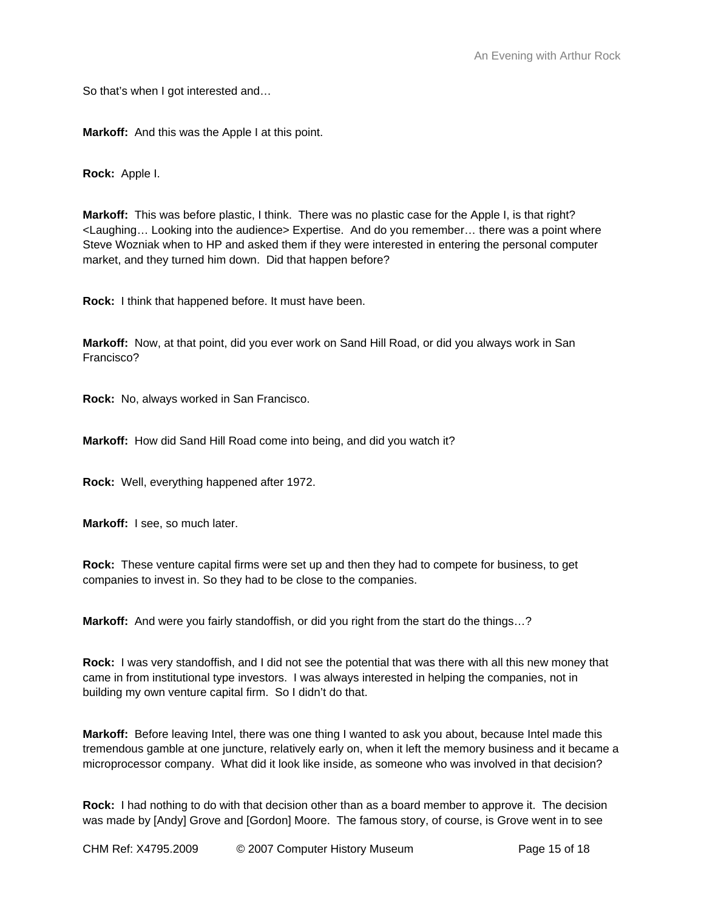So that's when I got interested and…

**Markoff:** And this was the Apple I at this point.

**Rock:** Apple I.

**Markoff:** This was before plastic, I think. There was no plastic case for the Apple I, is that right? <Laughing… Looking into the audience> Expertise. And do you remember… there was a point where Steve Wozniak when to HP and asked them if they were interested in entering the personal computer market, and they turned him down. Did that happen before?

**Rock:** I think that happened before. It must have been.

**Markoff:** Now, at that point, did you ever work on Sand Hill Road, or did you always work in San Francisco?

**Rock:** No, always worked in San Francisco.

**Markoff:** How did Sand Hill Road come into being, and did you watch it?

**Rock:** Well, everything happened after 1972.

**Markoff:** I see, so much later.

**Rock:** These venture capital firms were set up and then they had to compete for business, to get companies to invest in. So they had to be close to the companies.

**Markoff:** And were you fairly standoffish, or did you right from the start do the things…?

**Rock:** I was very standoffish, and I did not see the potential that was there with all this new money that came in from institutional type investors. I was always interested in helping the companies, not in building my own venture capital firm. So I didn't do that.

**Markoff:** Before leaving Intel, there was one thing I wanted to ask you about, because Intel made this tremendous gamble at one juncture, relatively early on, when it left the memory business and it became a microprocessor company. What did it look like inside, as someone who was involved in that decision?

**Rock:** I had nothing to do with that decision other than as a board member to approve it. The decision was made by [Andy] Grove and [Gordon] Moore. The famous story, of course, is Grove went in to see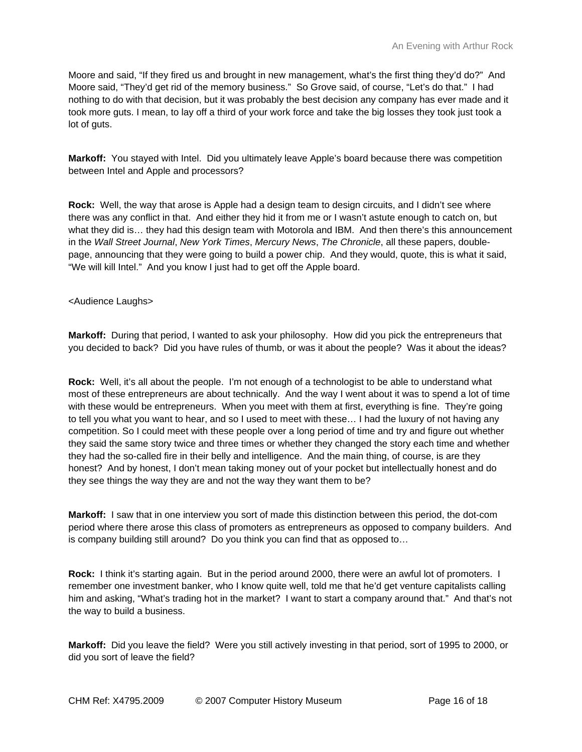Moore and said, "If they fired us and brought in new management, what's the first thing they'd do?" And Moore said, "They'd get rid of the memory business." So Grove said, of course, "Let's do that." I had nothing to do with that decision, but it was probably the best decision any company has ever made and it took more guts. I mean, to lay off a third of your work force and take the big losses they took just took a lot of guts.

**Markoff:** You stayed with Intel. Did you ultimately leave Apple's board because there was competition between Intel and Apple and processors?

**Rock:** Well, the way that arose is Apple had a design team to design circuits, and I didn't see where there was any conflict in that. And either they hid it from me or I wasn't astute enough to catch on, but what they did is… they had this design team with Motorola and IBM. And then there's this announcement in the *Wall Street Journal*, *New York Times*, *Mercury News*, *The Chronicle*, all these papers, double-page, announcing that they were going to build a power chip. And they would, quote, this is what it said, "We will kill Intel." And you know I just had to get off the Apple board.

<Audience Laughs>

**Markoff:** During that period, I wanted to ask your philosophy. How did you pick the entrepreneurs that you decided to back? Did you have rules of thumb, or was it about the people? Was it about the ideas?

**Rock:** Well, it's all about the people. I'm not enough of a technologist to be able to understand what most of these entrepreneurs are about technically. And the way I went about it was to spend a lot of time with these would be entrepreneurs. When you meet with them at first, everything is fine. They're going to tell you what you want to hear, and so I used to meet with these… I had the luxury of not having any competition. So I could meet with these people over a long period of time and try and figure out whether they said the same story twice and three times or whether they changed the story each time and whether they had the so-called fire in their belly and intelligence. And the main thing, of course, is are they honest? And by honest, I don't mean taking money out of your pocket but intellectually honest and do they see things the way they are and not the way they want them to be?

**Markoff:** I saw that in one interview you sort of made this distinction between this period, the dot-com period where there arose this class of promoters as entrepreneurs as opposed to company builders. And is company building still around? Do you think you can find that as opposed to…

**Rock:** I think it's starting again. But in the period around 2000, there were an awful lot of promoters. I remember one investment banker, who I know quite well, told me that he'd get venture capitalists calling him and asking, "What's trading hot in the market? I want to start a company around that." And that's not the way to build a business.

**Markoff:** Did you leave the field? Were you still actively investing in that period, sort of 1995 to 2000, or did you sort of leave the field?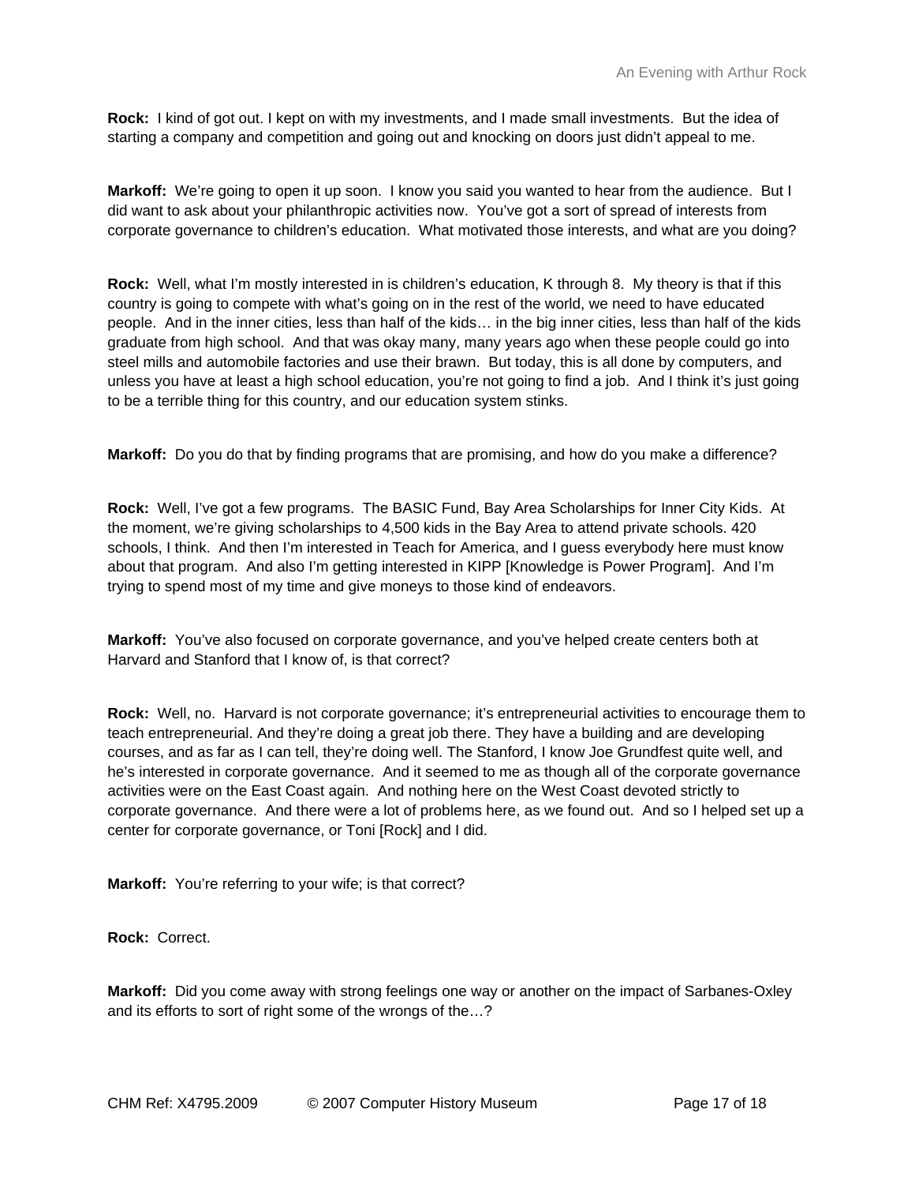**Rock:** I kind of got out. I kept on with my investments, and I made small investments. But the idea of starting a company and competition and going out and knocking on doors just didn't appeal to me.

**Markoff:** We're going to open it up soon. I know you said you wanted to hear from the audience. But I did want to ask about your philanthropic activities now. You've got a sort of spread of interests from corporate governance to children's education. What motivated those interests, and what are you doing?

**Rock:** Well, what I'm mostly interested in is children's education, K through 8. My theory is that if this country is going to compete with what's going on in the rest of the world, we need to have educated people. And in the inner cities, less than half of the kids… in the big inner cities, less than half of the kids graduate from high school. And that was okay many, many years ago when these people could go into steel mills and automobile factories and use their brawn. But today, this is all done by computers, and unless you have at least a high school education, you're not going to find a job. And I think it's just going to be a terrible thing for this country, and our education system stinks.

**Markoff:** Do you do that by finding programs that are promising, and how do you make a difference?

**Rock:** Well, I've got a few programs. The BASIC Fund, Bay Area Scholarships for Inner City Kids. At the moment, we're giving scholarships to 4,500 kids in the Bay Area to attend private schools. 420 schools, I think. And then I'm interested in Teach for America, and I guess everybody here must know about that program. And also I'm getting interested in KIPP [Knowledge is Power Program]. And I'm trying to spend most of my time and give moneys to those kind of endeavors.

**Markoff:** You've also focused on corporate governance, and you've helped create centers both at Harvard and Stanford that I know of, is that correct?

**Rock:** Well, no. Harvard is not corporate governance; it's entrepreneurial activities to encourage them to teach entrepreneurial. And they're doing a great job there. They have a building and are developing courses, and as far as I can tell, they're doing well. The Stanford, I know Joe Grundfest quite well, and he's interested in corporate governance. And it seemed to me as though all of the corporate governance activities were on the East Coast again. And nothing here on the West Coast devoted strictly to corporate governance. And there were a lot of problems here, as we found out. And so I helped set up a center for corporate governance, or Toni [Rock] and I did.

**Markoff:** You're referring to your wife; is that correct?

**Rock:** Correct.

**Markoff:** Did you come away with strong feelings one way or another on the impact of Sarbanes-Oxley and its efforts to sort of right some of the wrongs of the…?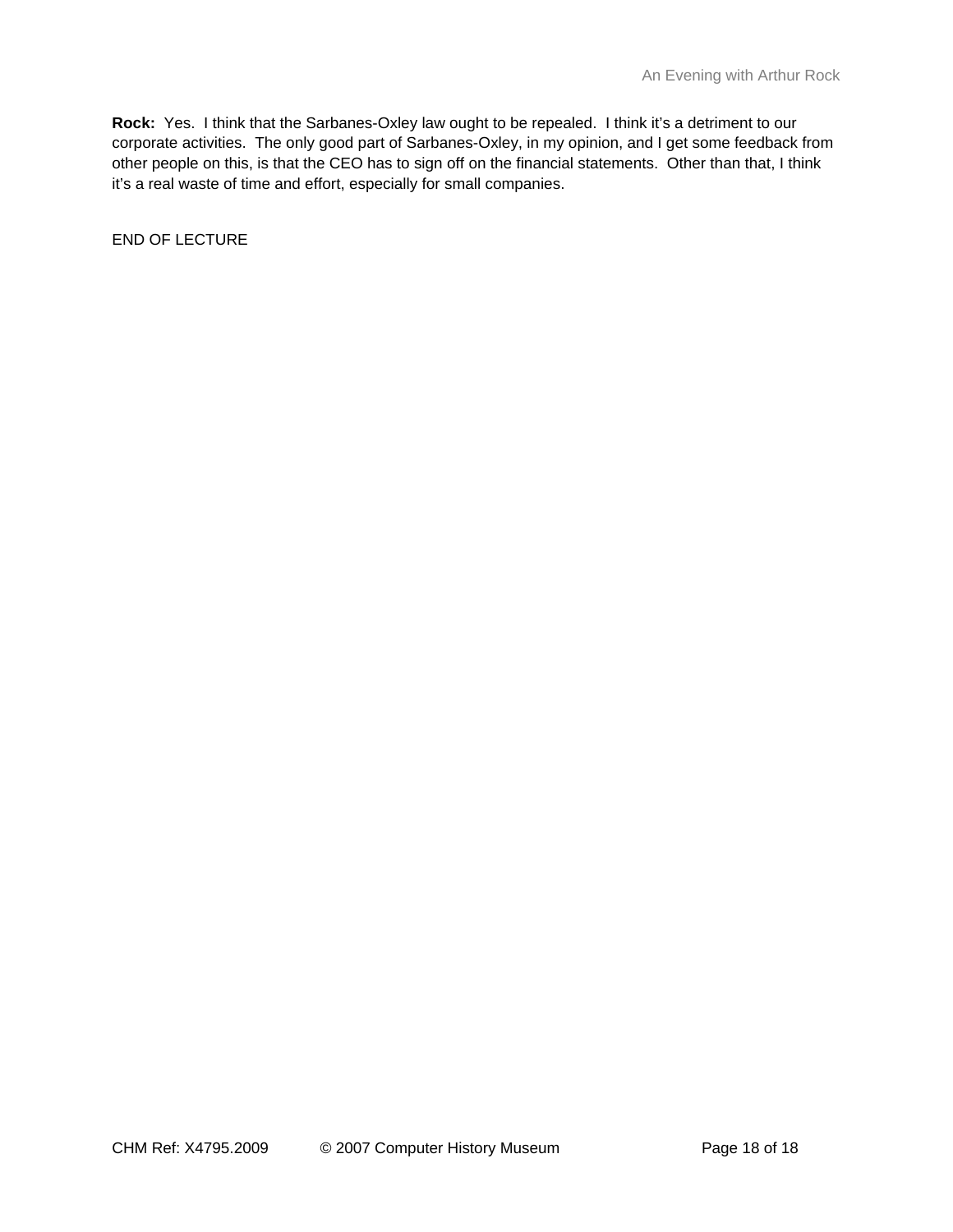**Rock:** Yes. I think that the Sarbanes-Oxley law ought to be repealed. I think it's a detriment to our corporate activities. The only good part of Sarbanes-Oxley, in my opinion, and I get some feedback from other people on this, is that the CEO has to sign off on the financial statements. Other than that, I think it's a real waste of time and effort, especially for small companies.

END OF LECTURE